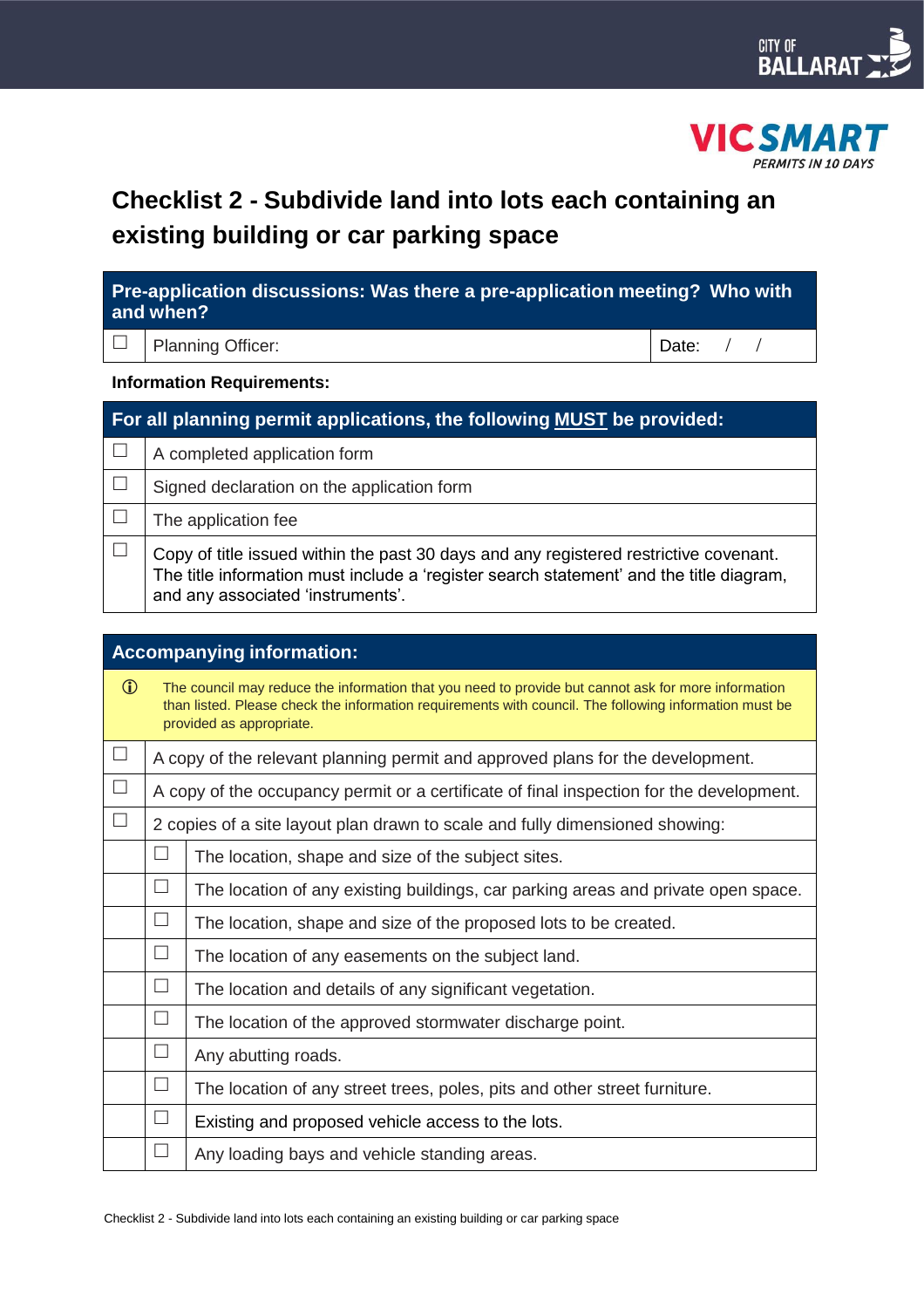# Checklist 2 - Subdivide land into lots each containing an existing building or car parking space

| Pre-application discussions: Was there a pre-application meeting? Who with and when? | | |
|---|---|---|
| ☐ | Planning Officer: | Date: / / |

**Information Requirements:**

| For all planning permit applications, the following **MUST** be provided: | |
|---|---|
| ☐ | A completed application form |
| ☐ | Signed declaration on the application form |
| ☐ | The application fee |
| ☐ | Copy of title issued within the past 30 days and any registered restrictive covenant. The title information must include a 'register search statement' and the title diagram, and any associated 'instruments'. |

| Accompanying information: | | |
|---|---|---|
| ⓘ | The council may reduce the information that you need to provide but cannot ask for more information than listed. Please check the information requirements with council. The following information must be provided as appropriate. | |
| ☐ | A copy of the relevant planning permit and approved plans for the development. | |
| ☐ | A copy of the occupancy permit or a certificate of final inspection for the development. | |
| ☐ | 2 copies of a site layout plan drawn to scale and fully dimensioned showing: | |
| | ☐ | The location, shape and size of the subject sites. |
| | ☐ | The location of any existing buildings, car parking areas and private open space. |
| | ☐ | The location, shape and size of the proposed lots to be created. |
| | ☐ | The location of any easements on the subject land. |
| | ☐ | The location and details of any significant vegetation. |
| | ☐ | The location of the approved stormwater discharge point. |
| | ☐ | Any abutting roads. |
| | ☐ | The location of any street trees, poles, pits and other street furniture. |
| | ☐ | Existing and proposed vehicle access to the lots. |
| | ☐ | Any loading bays and vehicle standing areas. |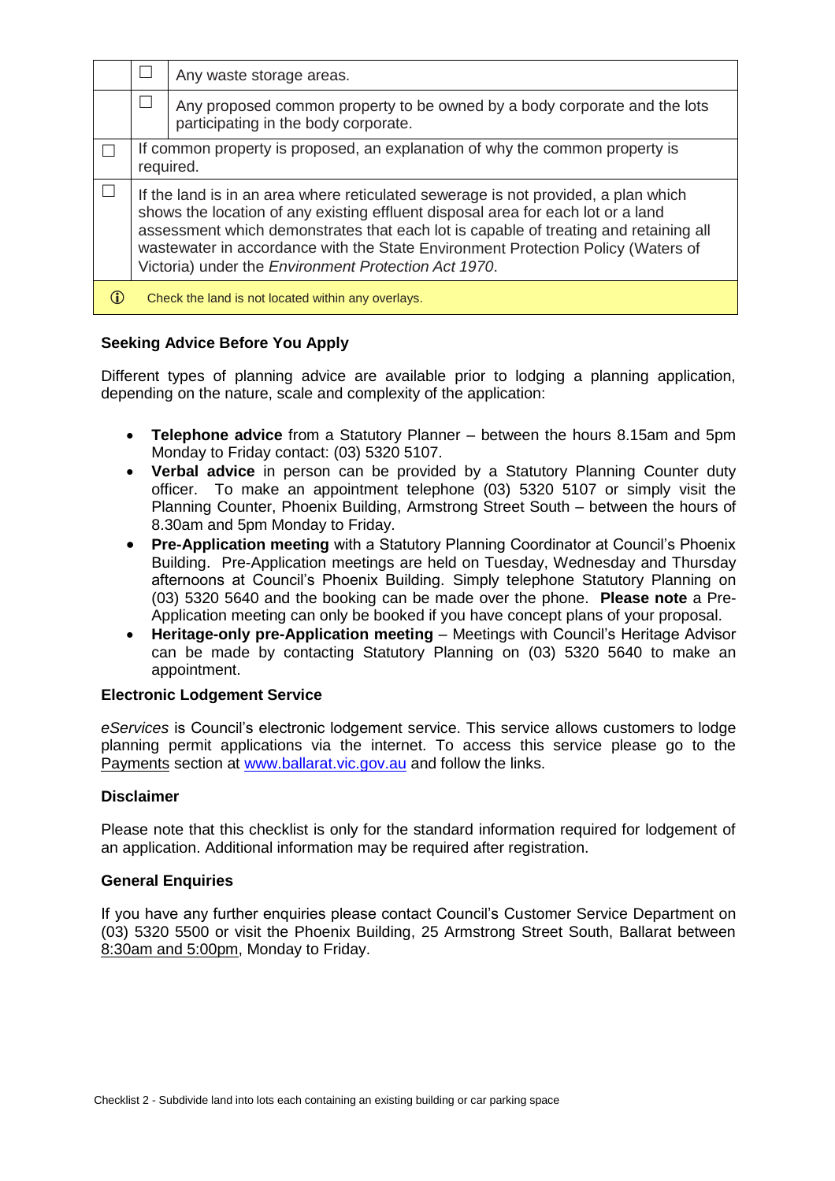| | | |
|---|---|---|
| | ☐ | Any waste storage areas. |
| | ☐ | Any proposed common property to be owned by a body corporate and the lots participating in the body corporate. |
| ☐ | If common property is proposed, an explanation of why the common property is required. | |
| ☐ | If the land is in an area where reticulated sewerage is not provided, a plan which shows the location of any existing effluent disposal area for each lot or a land assessment which demonstrates that each lot is capable of treating and retaining all wastewater in accordance with the State Environment Protection Policy (Waters of Victoria) under the *Environment Protection Act 1970*. | |
| ⓘ | Check the land is not located within any overlays. | |

**Seeking Advice Before You Apply**

Different types of planning advice are available prior to lodging a planning application, depending on the nature, scale and complexity of the application:

- **Telephone advice** from a Statutory Planner – between the hours 8.15am and 5pm Monday to Friday contact: (03) 5320 5107.
- **Verbal advice** in person can be provided by a Statutory Planning Counter duty officer. To make an appointment telephone (03) 5320 5107 or simply visit the Planning Counter, Phoenix Building, Armstrong Street South – between the hours of 8.30am and 5pm Monday to Friday.
- **Pre-Application meeting** with a Statutory Planning Coordinator at Council's Phoenix Building. Pre-Application meetings are held on Tuesday, Wednesday and Thursday afternoons at Council's Phoenix Building. Simply telephone Statutory Planning on (03) 5320 5640 and the booking can be made over the phone. **Please note** a Pre-Application meeting can only be booked if you have concept plans of your proposal.
- **Heritage-only pre-Application meeting** – Meetings with Council's Heritage Advisor can be made by contacting Statutory Planning on (03) 5320 5640 to make an appointment.

**Electronic Lodgement Service**

*eServices* is Council's electronic lodgement service. This service allows customers to lodge planning permit applications via the internet. To access this service please go to the Payments section at www.ballarat.vic.gov.au and follow the links.

**Disclaimer**

Please note that this checklist is only for the standard information required for lodgement of an application. Additional information may be required after registration.

**General Enquiries**

If you have any further enquiries please contact Council's Customer Service Department on (03) 5320 5500 or visit the Phoenix Building, 25 Armstrong Street South, Ballarat between 8:30am and 5:00pm, Monday to Friday.